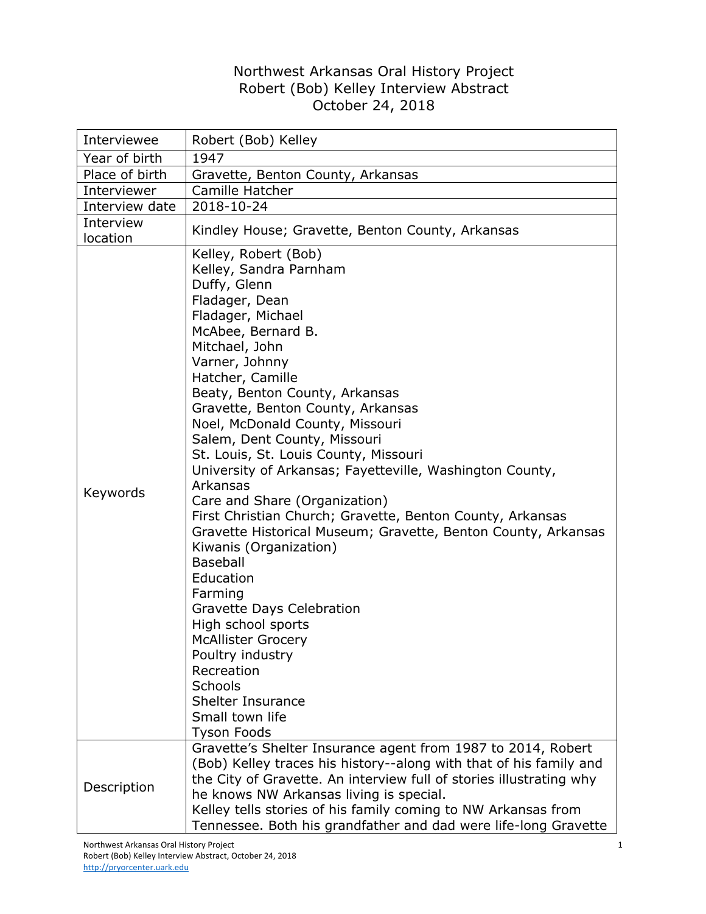# Northwest Arkansas Oral History Project
# Robert (Bob) Kelley Interview Abstract
# October 24, 2018

| | |
|---|---|
| Interviewee | Robert (Bob) Kelley |
| Year of birth | 1947 |
| Place of birth | Gravette, Benton County, Arkansas |
| Interviewer | Camille Hatcher |
| Interview date | 2018-10-24 |
| Interview location | Kindley House; Gravette, Benton County, Arkansas |
| Keywords | Kelley, Robert (Bob)<br>Kelley, Sandra Parnham<br>Duffy, Glenn<br>Fladager, Dean<br>Fladager, Michael<br>McAbee, Bernard B.<br>Mitchael, John<br>Varner, Johnny<br>Hatcher, Camille<br>Beaty, Benton County, Arkansas<br>Gravette, Benton County, Arkansas<br>Noel, McDonald County, Missouri<br>Salem, Dent County, Missouri<br>St. Louis, St. Louis County, Missouri<br>University of Arkansas; Fayetteville, Washington County, Arkansas<br>Care and Share (Organization)<br>First Christian Church; Gravette, Benton County, Arkansas<br>Gravette Historical Museum; Gravette, Benton County, Arkansas<br>Kiwanis (Organization)<br>Baseball<br>Education<br>Farming<br>Gravette Days Celebration<br>High school sports<br>McAllister Grocery<br>Poultry industry<br>Recreation<br>Schools<br>Shelter Insurance<br>Small town life<br>Tyson Foods |
| Description | Gravette's Shelter Insurance agent from 1987 to 2014, Robert (Bob) Kelley traces his history--along with that of his family and the City of Gravette. An interview full of stories illustrating why he knows NW Arkansas living is special.<br>Kelley tells stories of his family coming to NW Arkansas from Tennessee. Both his grandfather and dad were life-long Gravette |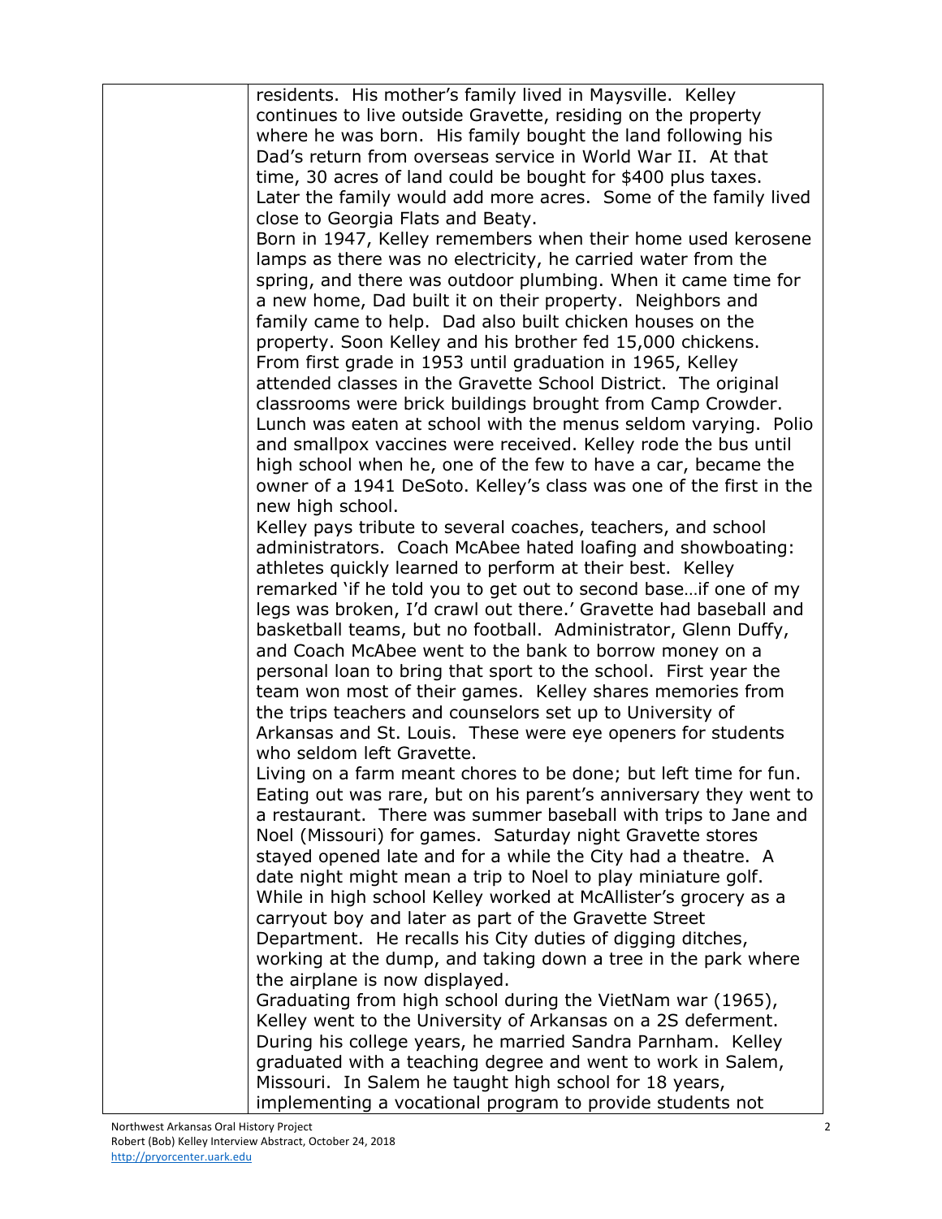residents. His mother's family lived in Maysville. Kelley continues to live outside Gravette, residing on the property where he was born. His family bought the land following his Dad's return from overseas service in World War II. At that time, 30 acres of land could be bought for $400 plus taxes. Later the family would add more acres. Some of the family lived close to Georgia Flats and Beaty.

Born in 1947, Kelley remembers when their home used kerosene lamps as there was no electricity, he carried water from the spring, and there was outdoor plumbing. When it came time for a new home, Dad built it on their property. Neighbors and family came to help. Dad also built chicken houses on the property. Soon Kelley and his brother fed 15,000 chickens.

From first grade in 1953 until graduation in 1965, Kelley attended classes in the Gravette School District. The original classrooms were brick buildings brought from Camp Crowder. Lunch was eaten at school with the menus seldom varying. Polio and smallpox vaccines were received. Kelley rode the bus until high school when he, one of the few to have a car, became the owner of a 1941 DeSoto. Kelley's class was one of the first in the new high school.

Kelley pays tribute to several coaches, teachers, and school administrators. Coach McAbee hated loafing and showboating: athletes quickly learned to perform at their best. Kelley remarked 'if he told you to get out to second base…if one of my legs was broken, I'd crawl out there.' Gravette had baseball and basketball teams, but no football. Administrator, Glenn Duffy, and Coach McAbee went to the bank to borrow money on a personal loan to bring that sport to the school. First year the team won most of their games. Kelley shares memories from the trips teachers and counselors set up to University of Arkansas and St. Louis. These were eye openers for students who seldom left Gravette.

Living on a farm meant chores to be done; but left time for fun. Eating out was rare, but on his parent's anniversary they went to a restaurant. There was summer baseball with trips to Jane and Noel (Missouri) for games. Saturday night Gravette stores stayed opened late and for a while the City had a theatre. A date night might mean a trip to Noel to play miniature golf.

While in high school Kelley worked at McAllister's grocery as a carryout boy and later as part of the Gravette Street Department. He recalls his City duties of digging ditches, working at the dump, and taking down a tree in the park where the airplane is now displayed.

Graduating from high school during the VietNam war (1965), Kelley went to the University of Arkansas on a 2S deferment. During his college years, he married Sandra Parnham. Kelley graduated with a teaching degree and went to work in Salem, Missouri. In Salem he taught high school for 18 years, implementing a vocational program to provide students not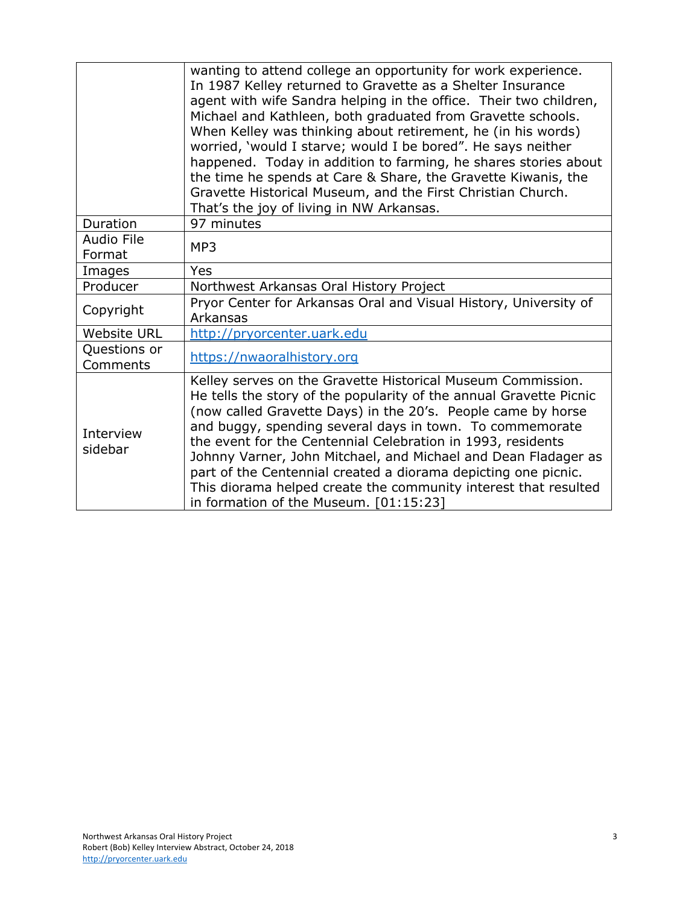| | |
|---|---|
| | wanting to attend college an opportunity for work experience. In 1987 Kelley returned to Gravette as a Shelter Insurance agent with wife Sandra helping in the office. Their two children, Michael and Kathleen, both graduated from Gravette schools. When Kelley was thinking about retirement, he (in his words) worried, 'would I starve; would I be bored". He says neither happened. Today in addition to farming, he shares stories about the time he spends at Care & Share, the Gravette Kiwanis, the Gravette Historical Museum, and the First Christian Church. That's the joy of living in NW Arkansas. |
| Duration | 97 minutes |
| Audio File Format | MP3 |
| Images | Yes |
| Producer | Northwest Arkansas Oral History Project |
| Copyright | Pryor Center for Arkansas Oral and Visual History, University of Arkansas |
| Website URL | http://pryorcenter.uark.edu |
| Questions or Comments | https://nwaoralhistory.org |
| Interview sidebar | Kelley serves on the Gravette Historical Museum Commission. He tells the story of the popularity of the annual Gravette Picnic (now called Gravette Days) in the 20's. People came by horse and buggy, spending several days in town. To commemorate the event for the Centennial Celebration in 1993, residents Johnny Varner, John Mitchael, and Michael and Dean Fladager as part of the Centennial created a diorama depicting one picnic. This diorama helped create the community interest that resulted in formation of the Museum. [01:15:23] |